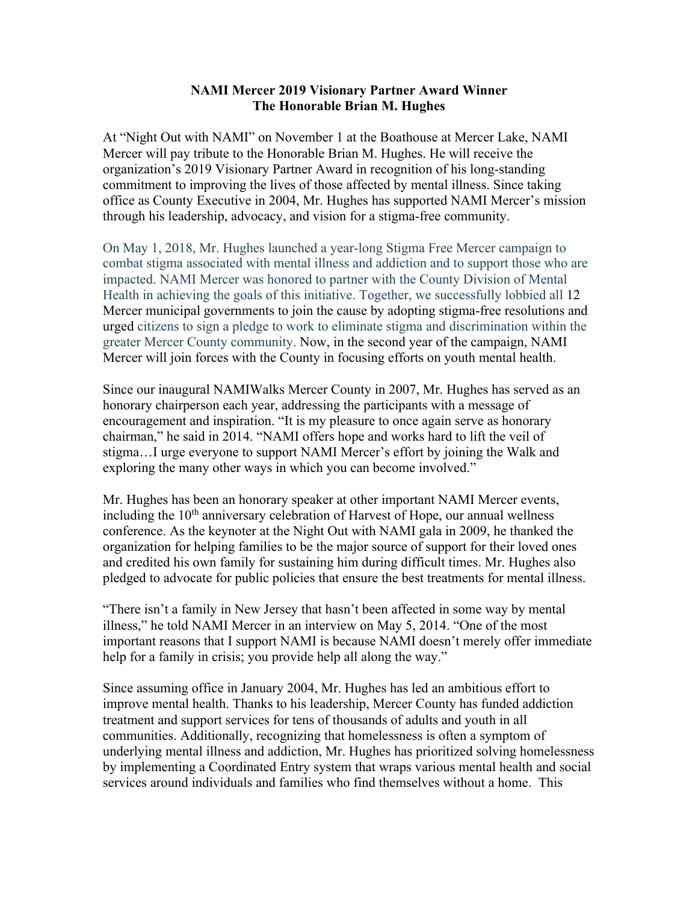**NAMI Mercer 2019 Visionary Partner Award Winner**
**The Honorable Brian M. Hughes**

At "Night Out with NAMI" on November 1 at the Boathouse at Mercer Lake, NAMI Mercer will pay tribute to the Honorable Brian M. Hughes. He will receive the organization's 2019 Visionary Partner Award in recognition of his long-standing commitment to improving the lives of those affected by mental illness. Since taking office as County Executive in 2004, Mr. Hughes has supported NAMI Mercer's mission through his leadership, advocacy, and vision for a stigma-free community.

On May 1, 2018, Mr. Hughes launched a year-long Stigma Free Mercer campaign to combat stigma associated with mental illness and addiction and to support those who are impacted. NAMI Mercer was honored to partner with the County Division of Mental Health in achieving the goals of this initiative. Together, we successfully lobbied all 12 Mercer municipal governments to join the cause by adopting stigma-free resolutions and urged citizens to sign a pledge to work to eliminate stigma and discrimination within the greater Mercer County community. Now, in the second year of the campaign, NAMI Mercer will join forces with the County in focusing efforts on youth mental health.

Since our inaugural NAMIWalks Mercer County in 2007, Mr. Hughes has served as an honorary chairperson each year, addressing the participants with a message of encouragement and inspiration. "It is my pleasure to once again serve as honorary chairman," he said in 2014. "NAMI offers hope and works hard to lift the veil of stigma…I urge everyone to support NAMI Mercer's effort by joining the Walk and exploring the many other ways in which you can become involved."

Mr. Hughes has been an honorary speaker at other important NAMI Mercer events, including the 10th anniversary celebration of Harvest of Hope, our annual wellness conference. As the keynoter at the Night Out with NAMI gala in 2009, he thanked the organization for helping families to be the major source of support for their loved ones and credited his own family for sustaining him during difficult times. Mr. Hughes also pledged to advocate for public policies that ensure the best treatments for mental illness.

"There isn't a family in New Jersey that hasn't been affected in some way by mental illness," he told NAMI Mercer in an interview on May 5, 2014. "One of the most important reasons that I support NAMI is because NAMI doesn't merely offer immediate help for a family in crisis; you provide help all along the way."

Since assuming office in January 2004, Mr. Hughes has led an ambitious effort to improve mental health. Thanks to his leadership, Mercer County has funded addiction treatment and support services for tens of thousands of adults and youth in all communities. Additionally, recognizing that homelessness is often a symptom of underlying mental illness and addiction, Mr. Hughes has prioritized solving homelessness by implementing a Coordinated Entry system that wraps various mental health and social services around individuals and families who find themselves without a home. This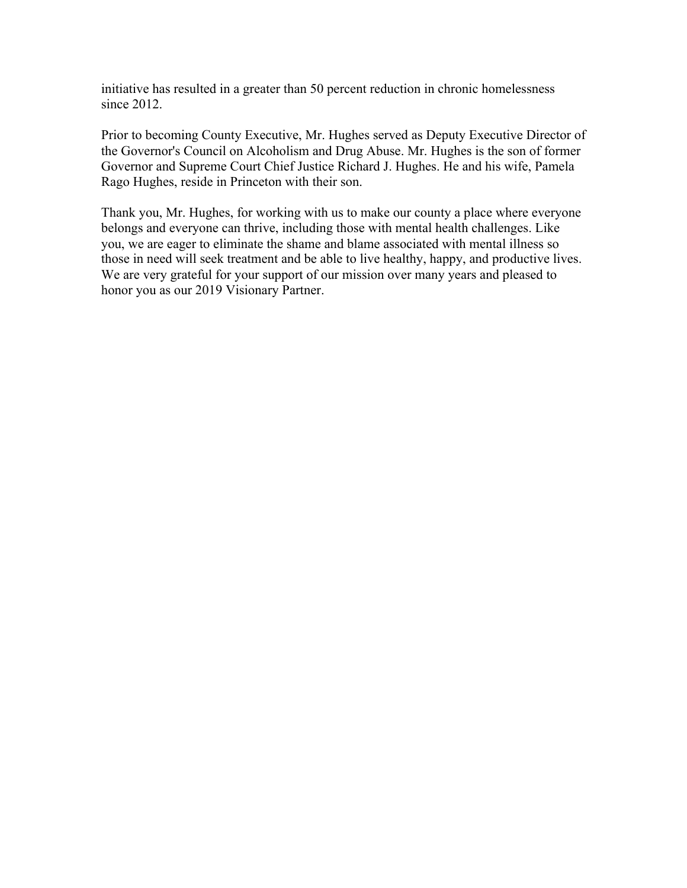initiative has resulted in a greater than 50 percent reduction in chronic homelessness since 2012.

Prior to becoming County Executive, Mr. Hughes served as Deputy Executive Director of the Governor's Council on Alcoholism and Drug Abuse. Mr. Hughes is the son of former Governor and Supreme Court Chief Justice Richard J. Hughes. He and his wife, Pamela Rago Hughes, reside in Princeton with their son.

Thank you, Mr. Hughes, for working with us to make our county a place where everyone belongs and everyone can thrive, including those with mental health challenges. Like you, we are eager to eliminate the shame and blame associated with mental illness so those in need will seek treatment and be able to live healthy, happy, and productive lives. We are very grateful for your support of our mission over many years and pleased to honor you as our 2019 Visionary Partner.